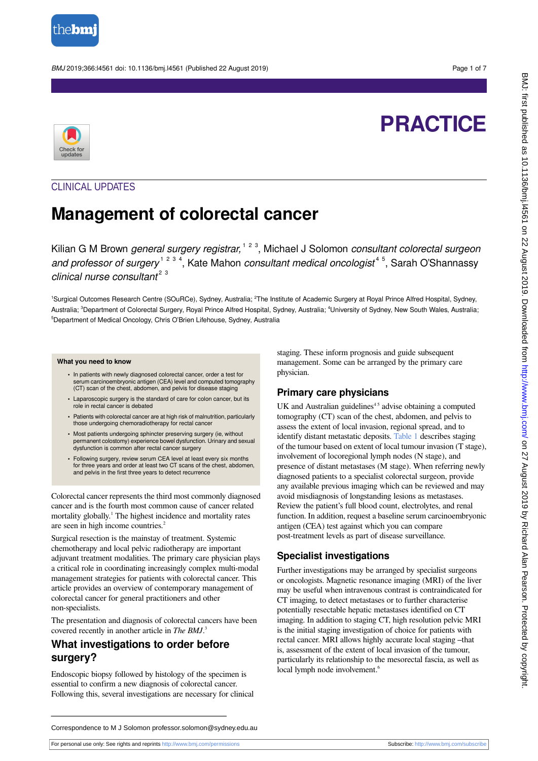PRACTICE

CLINICAL UPDATES

# Management of colorectal cancer

Kilian G M Brown *general surgery registrar,*[1 2 3], Michael J Solomon *consultant colorectal surgeon and professor of surgery*[1 2 3 4], Kate Mahon *consultant medical oncologist*[4 5], Sarah O'Shannassy *clinical nurse consultant*[2 3]

[1]Surgical Outcomes Research Centre (SOuRCe), Sydney, Australia; [2]The Institute of Academic Surgery at Royal Prince Alfred Hospital, Sydney, Australia; [3]Department of Colorectal Surgery, Royal Prince Alfred Hospital, Sydney, Australia; [4]University of Sydney, New South Wales, Australia; [5]Department of Medical Oncology, Chris O'Brien Lifehouse, Sydney, Australia

**What you need to know**

- In patients with newly diagnosed colorectal cancer, order a test for serum carcinoembryonic antigen (CEA) level and computed tomography (CT) scan of the chest, abdomen, and pelvis for disease staging
- Laparoscopic surgery is the standard of care for colon cancer, but its role in rectal cancer is debated
- Patients with colorectal cancer are at high risk of malnutrition, particularly those undergoing chemoradiotherapy for rectal cancer
- Most patients undergoing sphincter preserving surgery (ie, without permanent colostomy) experience bowel dysfunction. Urinary and sexual dysfunction is common after rectal cancer surgery
- Following surgery, review serum CEA level at least every six months for three years and order at least two CT scans of the chest, abdomen, and pelvis in the first three years to detect recurrence

Colorectal cancer represents the third most commonly diagnosed cancer and is the fourth most common cause of cancer related mortality globally.[1] The highest incidence and mortality rates are seen in high income countries.[2]

Surgical resection is the mainstay of treatment. Systemic chemotherapy and local pelvic radiotherapy are important adjuvant treatment modalities. The primary care physician plays a critical role in coordinating increasingly complex multi-modal management strategies for patients with colorectal cancer. This article provides an overview of contemporary management of colorectal cancer for general practitioners and other non-specialists.

The presentation and diagnosis of colorectal cancers have been covered recently in another article in *The BMJ*.[3]

## What investigations to order before surgery?

Endoscopic biopsy followed by histology of the specimen is essential to confirm a new diagnosis of colorectal cancer. Following this, several investigations are necessary for clinical staging. These inform prognosis and guide subsequent management. Some can be arranged by the primary care physician.

### Primary care physicians

UK and Australian guidelines[4 5] advise obtaining a computed tomography (CT) scan of the chest, abdomen, and pelvis to assess the extent of local invasion, regional spread, and to identify distant metastatic deposits. Table 1 describes staging of the tumour based on extent of local tumour invasion (T stage), involvement of locoregional lymph nodes (N stage), and presence of distant metastases (M stage). When referring newly diagnosed patients to a specialist colorectal surgeon, provide any available previous imaging which can be reviewed and may avoid misdiagnosis of longstanding lesions as metastases. Review the patient's full blood count, electrolytes, and renal function. In addition, request a baseline serum carcinoembryonic antigen (CEA) test against which you can compare post-treatment levels as part of disease surveillance.

### Specialist investigations

Further investigations may be arranged by specialist surgeons or oncologists. Magnetic resonance imaging (MRI) of the liver may be useful when intravenous contrast is contraindicated for CT imaging, to detect metastases or to further characterise potentially resectable hepatic metastases identified on CT imaging. In addition to staging CT, high resolution pelvic MRI is the initial staging investigation of choice for patients with rectal cancer. MRI allows highly accurate local staging –that is, assessment of the extent of local invasion of the tumour, particularly its relationship to the mesorectal fascia, as well as local lymph node involvement.[6]

Correspondence to M J Solomon professor.solomon@sydney.edu.au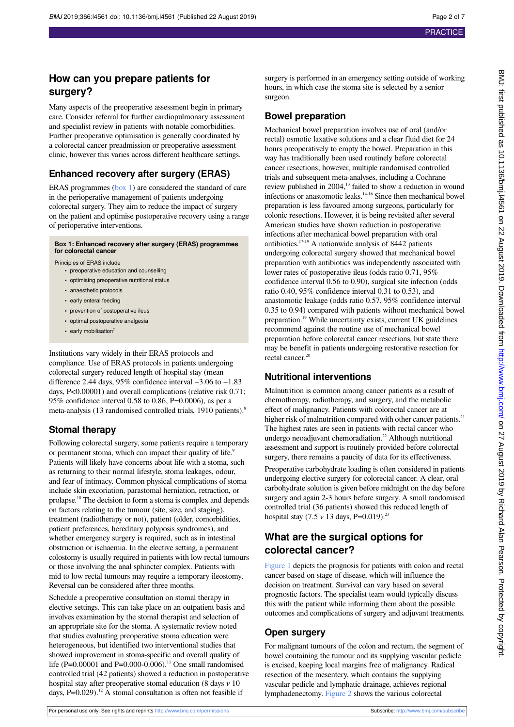## How can you prepare patients for surgery?

Many aspects of the preoperative assessment begin in primary care. Consider referral for further cardiopulmonary assessment and specialist review in patients with notable comorbidities. Further preoperative optimisation is generally coordinated by a colorectal cancer preadmission or preoperative assessment clinic, however this varies across different healthcare settings.

### Enhanced recovery after surgery (ERAS)

ERAS programmes (box 1) are considered the standard of care in the perioperative management of patients undergoing colorectal surgery. They aim to reduce the impact of surgery on the patient and optimise postoperative recovery using a range of perioperative interventions.

**Box 1: Enhanced recovery after surgery (ERAS) programmes for colorectal cancer**

Principles of ERAS include

- preoperative education and counselling
- optimising preoperative nutritional status
- anaesthetic protocols
- early enteral feeding
- prevention of postoperative ileus
- optimal postoperative analgesia
- early mobilisation[7]

Institutions vary widely in their ERAS protocols and compliance. Use of ERAS protocols in patients undergoing colorectal surgery reduced length of hospital stay (mean difference 2.44 days, 95% confidence interval −3.06 to −1.83 days, P<0.00001) and overall complications (relative risk 0.71; 95% confidence interval 0.58 to 0.86, P=0.0006), as per a meta-analysis (13 randomised controlled trials, 1910 patients).[8]

### Stomal therapy

Following colorectal surgery, some patients require a temporary or permanent stoma, which can impact their quality of life.[9] Patients will likely have concerns about life with a stoma, such as returning to their normal lifestyle, stoma leakages, odour, and fear of intimacy. Common physical complications of stoma include skin excoriation, parastomal herniation, retraction, or prolapse.[10] The decision to form a stoma is complex and depends on factors relating to the tumour (site, size, and staging), treatment (radiotherapy or not), patient (older, comorbidities, patient preferences, hereditary polyposis syndromes), and whether emergency surgery is required, such as in intestinal obstruction or ischaemia. In the elective setting, a permanent colostomy is usually required in patients with low rectal tumours or those involving the anal sphincter complex. Patients with mid to low rectal tumours may require a temporary ileostomy. Reversal can be considered after three months.

Schedule a preoperative consultation on stomal therapy in elective settings. This can take place on an outpatient basis and involves examination by the stomal therapist and selection of an appropriate site for the stoma. A systematic review noted that studies evaluating preoperative stoma education were heterogeneous, but identified two interventional studies that showed improvement in stoma-specific and overall quality of life (P=0.00001 and P=0.000-0.006).[11] One small randomised controlled trial (42 patients) showed a reduction in postoperative hospital stay after preoperative stomal education (8 days *v* 10 days, P=0.029).[12] A stomal consultation is often not feasible if surgery is performed in an emergency setting outside of working hours, in which case the stoma site is selected by a senior surgeon.

### Bowel preparation

Mechanical bowel preparation involves use of oral (and/or rectal) osmotic laxative solutions and a clear fluid diet for 24 hours preoperatively to empty the bowel. Preparation in this way has traditionally been used routinely before colorectal cancer resections; however, multiple randomised controlled trials and subsequent meta-analyses, including a Cochrane review published in 2004,[13] failed to show a reduction in wound infections or anastomotic leaks.[14-16] Since then mechanical bowel preparation is less favoured among surgeons, particularly for colonic resections. However, it is being revisited after several American studies have shown reduction in postoperative infections after mechanical bowel preparation with oral antibiotics.[17-19] A nationwide analysis of 8442 patients undergoing colorectal surgery showed that mechanical bowel preparation with antibiotics was independently associated with lower rates of postoperative ileus (odds ratio 0.71, 95% confidence interval 0.56 to 0.90), surgical site infection (odds ratio 0.40, 95% confidence interval 0.31 to 0.53), and anastomotic leakage (odds ratio 0.57, 95% confidence interval 0.35 to 0.94) compared with patients without mechanical bowel preparation.[19] While uncertainty exists, current UK guidelines recommend against the routine use of mechanical bowel preparation before colorectal cancer resections, but state there may be benefit in patients undergoing restorative resection for rectal cancer.[20]

### Nutritional interventions

Malnutrition is common among cancer patients as a result of chemotherapy, radiotherapy, and surgery, and the metabolic effect of malignancy. Patients with colorectal cancer are at higher risk of malnutrition compared with other cancer patients.[21] The highest rates are seen in patients with rectal cancer who undergo neoadjuvant chemoradiation.[22] Although nutritional assessment and support is routinely provided before colorectal surgery, there remains a paucity of data for its effectiveness.

Preoperative carbohydrate loading is often considered in patients undergoing elective surgery for colorectal cancer. A clear, oral carbohydrate solution is given before midnight on the day before surgery and again 2-3 hours before surgery. A small randomised controlled trial (36 patients) showed this reduced length of hospital stay (7.5 *v* 13 days, P=0.019).[23]

## What are the surgical options for colorectal cancer?

Figure 1 depicts the prognosis for patients with colon and rectal cancer based on stage of disease, which will influence the decision on treatment. Survival can vary based on several prognostic factors. The specialist team would typically discuss this with the patient while informing them about the possible outcomes and complications of surgery and adjuvant treatments.

### Open surgery

For malignant tumours of the colon and rectum, the segment of bowel containing the tumour and its supplying vascular pedicle is excised, keeping local margins free of malignancy. Radical resection of the mesentery, which contains the supplying vascular pedicle and lymphatic drainage, achieves regional lymphadenectomy. Figure 2 shows the various colorectal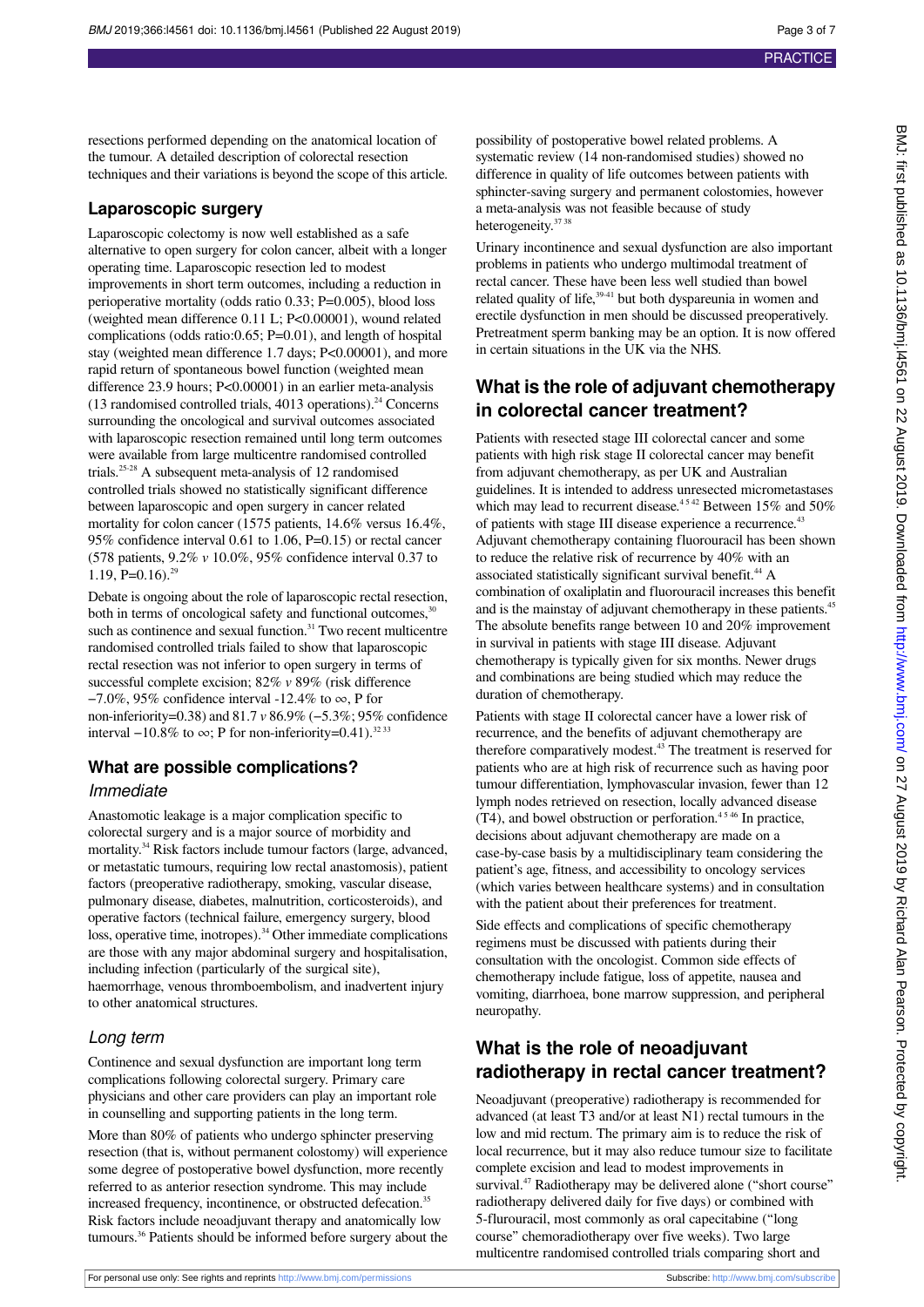resections performed depending on the anatomical location of the tumour. A detailed description of colorectal resection techniques and their variations is beyond the scope of this article.

## Laparoscopic surgery

Laparoscopic colectomy is now well established as a safe alternative to open surgery for colon cancer, albeit with a longer operating time. Laparoscopic resection led to modest improvements in short term outcomes, including a reduction in perioperative mortality (odds ratio 0.33; P=0.005), blood loss (weighted mean difference 0.11 L; P<0.00001), wound related complications (odds ratio:0.65; P=0.01), and length of hospital stay (weighted mean difference 1.7 days; P<0.00001), and more rapid return of spontaneous bowel function (weighted mean difference 23.9 hours; P<0.00001) in an earlier meta-analysis (13 randomised controlled trials, 4013 operations).[24] Concerns surrounding the oncological and survival outcomes associated with laparoscopic resection remained until long term outcomes were available from large multicentre randomised controlled trials.[25-28] A subsequent meta-analysis of 12 randomised controlled trials showed no statistically significant difference between laparoscopic and open surgery in cancer related mortality for colon cancer (1575 patients, 14.6% versus 16.4%, 95% confidence interval 0.61 to 1.06, P=0.15) or rectal cancer (578 patients, 9.2% *v* 10.0%, 95% confidence interval 0.37 to 1.19, P=0.16).[29]

Debate is ongoing about the role of laparoscopic rectal resection, both in terms of oncological safety and functional outcomes,[30] such as continence and sexual function.[31] Two recent multicentre randomised controlled trials failed to show that laparoscopic rectal resection was not inferior to open surgery in terms of successful complete excision; 82% *v* 89% (risk difference −7.0%, 95% confidence interval -12.4% to ∞, P for non-inferiority=0.38) and 81.7 *v* 86.9% (−5.3%; 95% confidence interval −10.8% to ∞; P for non-inferiority=0.41).[32 33]

## What are possible complications?

### *Immediate*

Anastomotic leakage is a major complication specific to colorectal surgery and is a major source of morbidity and mortality.[34] Risk factors include tumour factors (large, advanced, or metastatic tumours, requiring low rectal anastomosis), patient factors (preoperative radiotherapy, smoking, vascular disease, pulmonary disease, diabetes, malnutrition, corticosteroids), and operative factors (technical failure, emergency surgery, blood loss, operative time, inotropes).[34] Other immediate complications are those with any major abdominal surgery and hospitalisation, including infection (particularly of the surgical site), haemorrhage, venous thromboembolism, and inadvertent injury to other anatomical structures.

### *Long term*

Continence and sexual dysfunction are important long term complications following colorectal surgery. Primary care physicians and other care providers can play an important role in counselling and supporting patients in the long term.

More than 80% of patients who undergo sphincter preserving resection (that is, without permanent colostomy) will experience some degree of postoperative bowel dysfunction, more recently referred to as anterior resection syndrome. This may include increased frequency, incontinence, or obstructed defecation.[35] Risk factors include neoadjuvant therapy and anatomically low tumours.[36] Patients should be informed before surgery about the possibility of postoperative bowel related problems. A systematic review (14 non-randomised studies) showed no difference in quality of life outcomes between patients with sphincter-saving surgery and permanent colostomies, however a meta-analysis was not feasible because of study heterogeneity.[37 38]

Urinary incontinence and sexual dysfunction are also important problems in patients who undergo multimodal treatment of rectal cancer. These have been less well studied than bowel related quality of life,[39-41] but both dyspareunia in women and erectile dysfunction in men should be discussed preoperatively. Pretreatment sperm banking may be an option. It is now offered in certain situations in the UK via the NHS.

## What is the role of adjuvant chemotherapy in colorectal cancer treatment?

Patients with resected stage III colorectal cancer and some patients with high risk stage II colorectal cancer may benefit from adjuvant chemotherapy, as per UK and Australian guidelines. It is intended to address unresected micrometastases which may lead to recurrent disease.[4 5 42] Between 15% and 50% of patients with stage III disease experience a recurrence.[43] Adjuvant chemotherapy containing fluorouracil has been shown to reduce the relative risk of recurrence by 40% with an associated statistically significant survival benefit.[44] A combination of oxaliplatin and fluorouracil increases this benefit and is the mainstay of adjuvant chemotherapy in these patients.[45] The absolute benefits range between 10 and 20% improvement in survival in patients with stage III disease. Adjuvant chemotherapy is typically given for six months. Newer drugs and combinations are being studied which may reduce the duration of chemotherapy.

Patients with stage II colorectal cancer have a lower risk of recurrence, and the benefits of adjuvant chemotherapy are therefore comparatively modest.[43] The treatment is reserved for patients who are at high risk of recurrence such as having poor tumour differentiation, lymphovascular invasion, fewer than 12 lymph nodes retrieved on resection, locally advanced disease (T4), and bowel obstruction or perforation.[4 5 46] In practice, decisions about adjuvant chemotherapy are made on a case-by-case basis by a multidisciplinary team considering the patient's age, fitness, and accessibility to oncology services (which varies between healthcare systems) and in consultation with the patient about their preferences for treatment.

Side effects and complications of specific chemotherapy regimens must be discussed with patients during their consultation with the oncologist. Common side effects of chemotherapy include fatigue, loss of appetite, nausea and vomiting, diarrhoea, bone marrow suppression, and peripheral neuropathy.

## What is the role of neoadjuvant radiotherapy in rectal cancer treatment?

Neoadjuvant (preoperative) radiotherapy is recommended for advanced (at least T3 and/or at least N1) rectal tumours in the low and mid rectum. The primary aim is to reduce the risk of local recurrence, but it may also reduce tumour size to facilitate complete excision and lead to modest improvements in survival.[47] Radiotherapy may be delivered alone ("short course" radiotherapy delivered daily for five days) or combined with 5-flurouracil, most commonly as oral capecitabine ("long course" chemoradiotherapy over five weeks). Two large multicentre randomised controlled trials comparing short and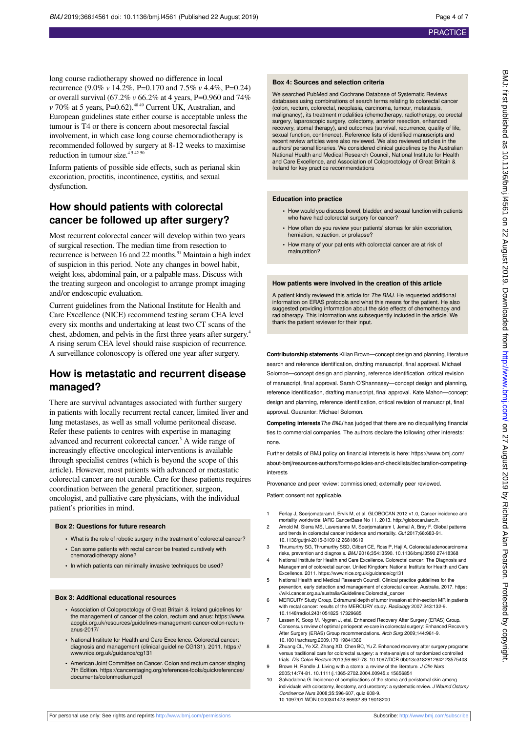long course radiotherapy showed no difference in local recurrence (9.0% *v* 14.2%, P=0.170 and 7.5% *v* 4.4%, P=0.24) or overall survival (67.2% *v* 66.2% at 4 years, P=0.960 and 74% *v* 70% at 5 years, P=0.62).[48 49] Current UK, Australian, and European guidelines state either course is acceptable unless the tumour is T4 or there is concern about mesorectal fascial involvement, in which case long course chemoradiotherapy is recommended followed by surgery at 8-12 weeks to maximise reduction in tumour size.[4 5 42 50]

Inform patients of possible side effects, such as perianal skin excoriation, proctitis, incontinence, cystitis, and sexual dysfunction.

## How should patients with colorectal cancer be followed up after surgery?

Most recurrent colorectal cancer will develop within two years of surgical resection. The median time from resection to recurrence is between 16 and 22 months.[51] Maintain a high index of suspicion in this period. Note any changes in bowel habit, weight loss, abdominal pain, or a palpable mass. Discuss with the treating surgeon and oncologist to arrange prompt imaging and/or endoscopic evaluation.

Current guidelines from the National Institute for Health and Care Excellence (NICE) recommend testing serum CEA level every six months and undertaking at least two CT scans of the chest, abdomen, and pelvis in the first three years after surgery.[4] A rising serum CEA level should raise suspicion of recurrence. A surveillance colonoscopy is offered one year after surgery.

## How is metastatic and recurrent disease managed?

There are survival advantages associated with further surgery in patients with locally recurrent rectal cancer, limited liver and lung metastases, as well as small volume peritoneal disease. Refer these patients to centres with expertise in managing advanced and recurrent colorectal cancer.[3] A wide range of increasingly effective oncological interventions is available through specialist centres (which is beyond the scope of this article). However, most patients with advanced or metastatic colorectal cancer are not curable. Care for these patients requires coordination between the general practitioner, surgeon, oncologist, and palliative care physicians, with the individual patient's priorities in mind.

### Box 2: Questions for future research

- What is the role of robotic surgery in the treatment of colorectal cancer?
- Can some patients with rectal cancer be treated curatively with chemoradiotherapy alone?
- In which patients can minimally invasive techniques be used?

### Box 3: Additional educational resources

- Association of Coloproctology of Great Britain & Ireland guidelines for the management of cancer of the colon, rectum and anus: https://www.acpgbi.org.uk/resources/guidelines-management-cancer-colon-rectum-anus-2017/
- National Institute for Health and Care Excellence. Colorectal cancer: diagnosis and management (clinical guideline CG131). 2011. https://www.nice.org.uk/guidance/cg131
- American Joint Committee on Cancer. Colon and rectum cancer staging 7th Edition. https://cancerstaging.org/references-tools/quickreferences/documents/colonmedium.pdf

### Box 4: Sources and selection criteria

We searched PubMed and Cochrane Database of Systematic Reviews databases using combinations of search terms relating to colorectal cancer (colon, rectum, colorectal, neoplasia, carcinoma, tumour, metastasis, malignancy), its treatment modalities (chemotherapy, radiotherapy, colorectal surgery, laparoscopic surgery, colectomy, anterior resection, enhanced recovery, stomal therapy), and outcomes (survival, recurrence, quality of life, sexual function, continence). Reference lists of identified manuscripts and recent review articles were also reviewed. We also reviewed articles in the authors' personal libraries. We considered clinical guidelines by the Australian National Health and Medical Research Council, National Institute for Health and Care Excellence, and Association of Coloproctology of Great Britain & Ireland for key practice recommendations

### Education into practice

- How would you discuss bowel, bladder, and sexual function with patients who have had colorectal surgery for cancer?
- How often do you review your patients' stomas for skin excoriation, herniation, retraction, or prolapse?
- How many of your patients with colorectal cancer are at risk of malnutrition?

### How patients were involved in the creation of this article

A patient kindly reviewed this article for *The BMJ*. He requested additional information on ERAS protocols and what this means for the patient. He also suggested providing information about the side effects of chemotherapy and radiotherapy. This information was subsequently included in the article. We thank the patient reviewer for their input.

**Contributorship statements** Kilian Brown—concept design and planning, literature search and reference identification, drafting manuscript, final approval. Michael Solomon—concept design and planning, reference identification, critical revision of manuscript, final approval. Sarah O'Shannassy—concept design and planning, reference identification, drafting manuscript, final approval. Kate Mahon—concept design and planning, reference identification, critical revision of manuscript, final approval. Guarantor: Michael Solomon.

**Competing interests** *The BMJ* has judged that there are no disqualifying financial ties to commercial companies. The authors declare the following other interests: none.

Further details of BMJ policy on financial interests is here: https://www.bmj.com/about-bmj/resources-authors/forms-policies-and-checklists/declaration-competing-interests

Provenance and peer review: commissioned; externally peer reviewed.

Patient consent not applicable.

1. Ferlay J, Soerjomataram I, Ervik M, et al. GLOBOCAN 2012 v1.0, Cancer incidence and mortality worldwide: IARC CancerBase No 11. 2013. http://globocan.iarc.fr.
2. Arnold M, Sierra MS, Laversanne M, Soerjomataram I, Jemal A, Bray F. Global patterns and trends in colorectal cancer incidence and mortality. *Gut* 2017;66:683-91. 10.1136/gutjnl-2015-310912 26818619
3. Thrumurthy SG, Thrumurthy SSD, Gilbert CE, Ross P, Haji A. Colorectal adenocarcinoma: risks, prevention and diagnosis. *BMJ* 2016;354:i3590. 10.1136/bmj.i3590 27418368
4. National Institute for Health and Care Excellence. Colorectal cancer: The Diagnosis and Management of colorectal cancer. United Kingdom: National Institute for Health and Care Excellence. 2011. https://www.nice.org.uk/guidance/cg131
5. National Health and Medical Research Council. Clinical practice guidelines for the prevention, early detection and management of colorectal cancer. Australia. 2017. https://wiki.cancer.org.au/australia/Guidelines:Colorectal_cancer
6. MERCURY Study Group. Extramural depth of tumor invasion at thin-section MR in patients with rectal cancer: results of the MERCURY study. *Radiology* 2007;243:132-9. 10.1148/radiol.2431051825 17329685
7. Lassen K, Soop M, Nygren J, etal. Enhanced Recovery After Surgery (ERAS) Group. Consensus review of optimal perioperative care in colorectal surgery: Enhanced Recovery After Surgery (ERAS) Group recommendations. *Arch Surg* 2009;144:961-9. 10.1001/archsurg.2009.170 19841366
8. Zhuang CL, Ye XZ, Zhang XD, Chen BC, Yu Z. Enhanced recovery after surgery programs versus traditional care for colorectal surgery: a meta-analysis of randomized controlled trials. *Dis Colon Rectum* 2013;56:667-78. 10.1097/DCR.0b013e3182812842 23575408
9. Brown H, Randle J. Living with a stoma: a review of the literature. *J Clin Nurs* 2005;14:74-81. 10.1111/j.1365-2702.2004.00945.x 15656851
10. Salvadalena G. Incidence of complications of the stoma and peristomal skin among individuals with colostomy, ileostomy, and urostomy: a systematic review. *J Wound Ostomy Continence Nurs* 2008;35:596-607, quiz 608-9. 10.1097/01.WON.0000341473.86932.89 19018200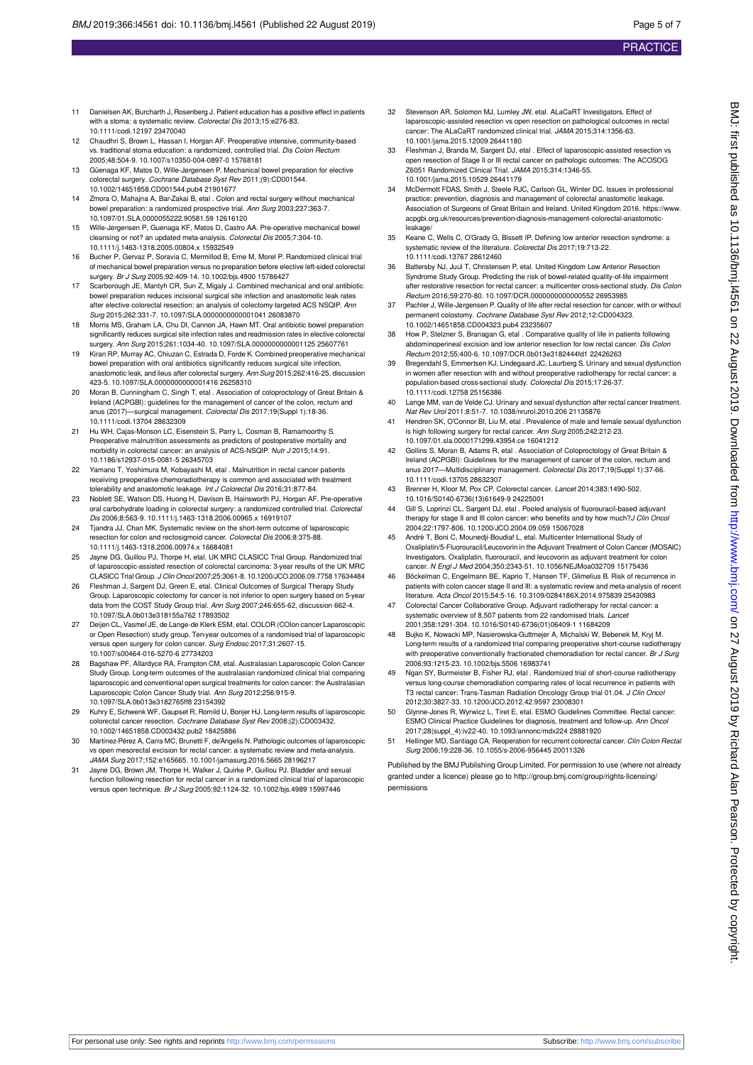11 Danielsen AK, Burcharth J, Rosenberg J. Patient education has a positive effect in patients with a stoma: a systematic review. *Colorectal Dis* 2013;15:e276-83. 10.1111/codi.12197 23470040

12 Chaudhri S, Brown L, Hassan I, Horgan AF. Preoperative intensive, community-based vs. traditional stoma education: a randomized, controlled trial. *Dis Colon Rectum* 2005;48:504-9. 10.1007/s10350-004-0897-0 15768181

13 Güenaga KF, Matos D, Wille-Jørgensen P. Mechanical bowel preparation for elective colorectal surgery. *Cochrane Database Syst Rev* 2011;(9):CD001544. 10.1002/14651858.CD001544.pub4 21901677

14 Zmora O, Mahajna A, Bar-Zakai B, etal . Colon and rectal surgery without mechanical bowel preparation: a randomized prospective trial. *Ann Surg* 2003;237:363-7. 10.1097/01.SLA.0000055222.90581.59 12616120

15 Wille-Jørgensen P, Guenaga KF, Matos D, Castro AA. Pre-operative mechanical bowel cleansing or not? an updated meta-analysis. *Colorectal Dis* 2005;7:304-10. 10.1111/j.1463-1318.2005.00804.x 15932549

16 Bucher P, Gervaz P, Soravia C, Mermillod B, Erne M, Morel P. Randomized clinical trial of mechanical bowel preparation versus no preparation before elective left-sided colorectal surgery. *Br J Surg* 2005;92:409-14. 10.1002/bjs.4900 15786427

17 Scarborough JE, Mantyh CR, Sun Z, Migaly J. Combined mechanical and oral antibiotic bowel preparation reduces incisional surgical site infection and anastomotic leak rates after elective colorectal resection: an analysis of colectomy-targeted ACS NSQIP. *Ann Surg* 2015;262:331-7. 10.1097/SLA.0000000000001041 26083870

18 Morris MS, Graham LA, Chu DI, Cannon JA, Hawn MT. Oral antibiotic bowel preparation significantly reduces surgical site infection rates and readmission rates in elective colorectal surgery. *Ann Surg* 2015;261:1034-40. 10.1097/SLA.0000000000001125 25607761

19 Kiran RP, Murray AC, Chiuzan C, Estrada D, Forde K. Combined preoperative mechanical bowel preparation with oral antibiotics significantly reduces surgical site infection, anastomotic leak, and ileus after colorectal surgery. *Ann Surg* 2015;262:416-25, discussion 423-5. 10.1097/SLA.0000000000001416 26258310

20 Moran B, Cunningham C, Singh T, etal . Association of coloproctology of Great Britain & Ireland (ACPGBI): guidelines for the management of cancer of the colon, rectum and anus (2017)—surgical management. *Colorectal Dis* 2017;19(Suppl 1):18-36. 10.1111/codi.13704 28632309

21 Hu WH, Cajas-Monson LC, Eisenstein S, Parry L, Cosman B, Ramamoorthy S. Preoperative malnutrition assessments as predictors of postoperative mortality and morbidity in colorectal cancer: an analysis of ACS-NSQIP. *Nutr J* 2015;14:91. 10.1186/s12937-015-0081-5 26345703

22 Yamano T, Yoshimura M, Kobayashi M, etal . Malnutrition in rectal cancer patients receiving preoperative chemoradiotherapy is common and associated with treatment tolerability and anastomotic leakage. *Int J Colorectal Dis* 2016;31:877-84.

23 Noblett SE, Watson DS, Huong H, Davison B, Hainsworth PJ, Horgan AF. Pre-operative oral carbohydrate loading in colorectal surgery: a randomized controlled trial. *Colorectal Dis* 2006;8:563-9. 10.1111/j.1463-1318.2006.00965.x 16919107

24 Tjandra JJ, Chan MK. Systematic review on the short-term outcome of laparoscopic resection for colon and rectosigmoid cancer. *Colorectal Dis* 2006;8:375-88. 10.1111/j.1463-1318.2006.00974.x 16684081

25 Jayne DG, Guillou PJ, Thorpe H, etal. UK MRC CLASICC Trial Group. Randomized trial of laparoscopic-assisted resection of colorectal carcinoma: 3-year results of the UK MRC CLASICC Trial Group. *J Clin Oncol* 2007;25:3061-8. 10.1200/JCO.2006.09.7758 17634484

26 Fleshman J, Sargent DJ, Green E, etal. Clinical Outcomes of Surgical Therapy Study Group. Laparoscopic colectomy for cancer is not inferior to open surgery based on 5-year data from the COST Study Group trial. *Ann Surg* 2007;246:655-62, discussion 662-4. 10.1097/SLA.0b013e318155a762 17893502

27 Deijen CL, Vasmel JE, de Lange-de Klerk ESM, etal. COLOR (COlon cancer Laparoscopic or Open Resection) study group. Ten-year outcomes of a randomised trial of laparoscopic versus open surgery for colon cancer. *Surg Endosc* 2017;31:2607-15. 10.1007/s00464-016-5270-6 27734203

28 Bagshaw PF, Allardyce RA, Frampton CM, etal. Australasian Laparoscopic Colon Cancer Study Group. Long-term outcomes of the australasian randomized clinical trial comparing laparoscopic and conventional open surgical treatments for colon cancer: the Australasian Laparoscopic Colon Cancer Study trial. *Ann Surg* 2012;256:915-9. 10.1097/SLA.0b013e3182765ff8 23154392

29 Kuhry E, Schwenk WF, Gaupset R, Romild U, Bonjer HJ. Long-term results of laparoscopic colorectal cancer resection. *Cochrane Database Syst Rev* 2008;(2):CD003432. 10.1002/14651858.CD003432.pub2 18425886

30 Martínez-Pérez A, Carra MC, Brunetti F, de'Angelis N. Pathologic outcomes of laparoscopic vs open mesorectal excision for rectal cancer: a systematic review and meta-analysis. *JAMA Surg* 2017;152:e165665. 10.1001/jamasurg.2016.5665 28196217

31 Jayne DG, Brown JM, Thorpe H, Walker J, Quirke P, Guillou PJ. Bladder and sexual function following resection for rectal cancer in a randomized clinical trial of laparoscopic versus open technique. *Br J Surg* 2005;92:1124-32. 10.1002/bjs.4989 15997446

32 Stevenson AR, Solomon MJ, Lumley JW, etal. ALaCaRT Investigators. Effect of laparoscopic-assisted resection vs open resection on pathological outcomes in rectal cancer: The ALaCaRT randomized clinical trial. *JAMA* 2015;314:1356-63. 10.1001/jama.2015.12009 26441180

33 Fleshman J, Branda M, Sargent DJ, etal . Effect of laparoscopic-assisted resection vs open resection of Stage II or III rectal cancer on pathologic outcomes: The ACOSOG Z6051 Randomized Clinical Trial. *JAMA* 2015;314:1346-55. 10.1001/jama.2015.10529 26441179

34 McDermott FDAS, Smith J, Steele RJC, Carlson GL, Winter DC. Issues in professional practice: prevention, diagnosis and management of colorectal anastomotic leakage. Association of Surgeons of Great Britain and Ireland. United Kingdom 2016. https://www.acpgbi.org.uk/resources/prevention-diagnosis-management-colorectal-anastomotic-leakage/

35 Keane C, Wells C, O'Grady G, Bissett IP. Defining low anterior resection syndrome: a systematic review of the literature. *Colorectal Dis* 2017;19:713-22. 10.1111/codi.13767 28612460

36 Battersby NJ, Juul T, Christensen P, etal. United Kingdom Low Anterior Resection Syndrome Study Group. Predicting the risk of bowel-related quality-of-life impairment after restorative resection for rectal cancer: a multicenter cross-sectional study. *Dis Colon Rectum* 2016;59:270-80. 10.1097/DCR.0000000000000552 26953985

37 Pachler J, Wille-Jørgensen P. Quality of life after rectal resection for cancer, with or without permanent colostomy. *Cochrane Database Syst Rev* 2012;12:CD004323. 10.1002/14651858.CD004323.pub4 23235607

38 How P, Stelzner S, Branagan G, etal . Comparative quality of life in patients following abdominoperineal excision and low anterior resection for low rectal cancer. *Dis Colon Rectum* 2012;55:400-6. 10.1097/DCR.0b013e3182444fd1 22426263

39 Bregendahl S, Emmertsen KJ, Lindegaard JC, Laurberg S. Urinary and sexual dysfunction in women after resection with and without preoperative radiotherapy for rectal cancer: a population-based cross-sectional study. *Colorectal Dis* 2015;17:26-37. 10.1111/codi.12758 25156386

40 Lange MM, van de Velde CJ. Urinary and sexual dysfunction after rectal cancer treatment. *Nat Rev Urol* 2011;8:51-7. 10.1038/nrurol.2010.206 21135876

41 Hendren SK, O'Connor BI, Liu M, etal . Prevalence of male and female sexual dysfunction is high following surgery for rectal cancer. *Ann Surg* 2005;242:212-23. 10.1097/01.sla.0000171299.43954.ce 16041212

42 Gollins S, Moran B, Adams R, etal . Association of Coloproctology of Great Britain & Ireland (ACPGBI): Guidelines for the management of cancer of the colon, rectum and anus 2017—Multidisciplinary management. *Colorectal Dis* 2017;19(Suppl 1):37-66. 10.1111/codi.13705 28632307

43 Brenner H, Kloor M, Pox CP. Colorectal cancer. *Lancet* 2014;383:1490-502. 10.1016/S0140-6736(13)61649-9 24225001

44 Gill S, Loprinzi CL, Sargent DJ, etal . Pooled analysis of fluorouracil-based adjuvant therapy for stage II and III colon cancer: who benefits and by how much?*J Clin Oncol* 2004;22:1797-806. 10.1200/JCO.2004.09.059 15067028

45 André T, Boni C, Mounedji-Boudiaf L, etal. Multicenter International Study of Oxaliplatin/5-Fluorouracil/Leucovorin in the Adjuvant Treatment of Colon Cancer (MOSAIC) Investigators. Oxaliplatin, fluorouracil, and leucovorin as adjuvant treatment for colon cancer. *N Engl J Med* 2004;350:2343-51. 10.1056/NEJMoa032709 15175436

46 Böckelman C, Engelmann BE, Kaprio T, Hansen TF, Glimelius B. Risk of recurrence in patients with colon cancer stage II and III: a systematic review and meta-analysis of recent literature. *Acta Oncol* 2015;54:5-16. 10.3109/0284186X.2014.975839 25430983

47 Colorectal Cancer Collaborative Group. Adjuvant radiotherapy for rectal cancer: a systematic overview of 8,507 patients from 22 randomised trials. *Lancet* 2001;358:1291-304. 10.1016/S0140-6736(01)06409-1 11684209

48 Bujko K, Nowacki MP, Nasierowska-Guttmejer A, Michalski W, Bebenek M, Kryj M. Long-term results of a randomized trial comparing preoperative short-course radiotherapy with preoperative conventionally fractionated chemoradiation for rectal cancer. *Br J Surg* 2006;93:1215-23. 10.1002/bjs.5506 16983741

49 Ngan SY, Burmeister B, Fisher RJ, etal . Randomized trial of short-course radiotherapy versus long-course chemoradiation comparing rates of local recurrence in patients with T3 rectal cancer: Trans-Tasman Radiation Oncology Group trial 01.04. *J Clin Oncol* 2012;30:3827-33. 10.1200/JCO.2012.42.9597 23008301

50 Glynne-Jones R, Wyrwicz L, Tiret E, etal. ESMO Guidelines Committee. Rectal cancer: ESMO Clinical Practice Guidelines for diagnosis, treatment and follow-up. *Ann Oncol* 2017;28(suppl_4):iv22-40. 10.1093/annonc/mdx224 28881920

51 Hellinger MD, Santiago CA. Reoperation for recurrent colorectal cancer. *Clin Colon Rectal Surg* 2006;19:228-36. 10.1055/s-2006-956445 20011326

Published by the BMJ Publishing Group Limited. For permission to use (where not already granted under a licence) please go to http://group.bmj.com/group/rights-licensing/permissions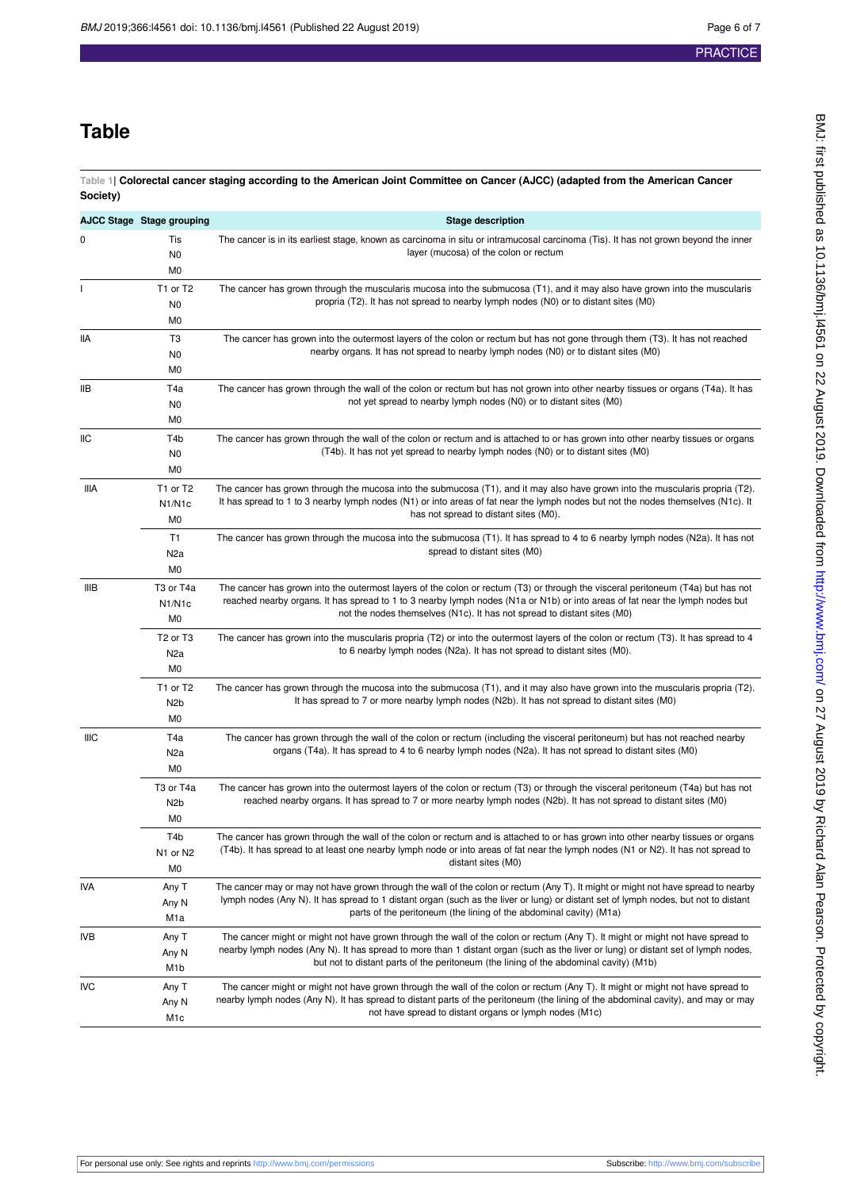# Table

**Table 1| Colorectal cancer staging according to the American Joint Committee on Cancer (AJCC) (adapted from the American Cancer Society)**

| AJCC Stage | Stage grouping | Stage description |
|---|---|---|
| 0 | Tis N0 M0 | The cancer is in its earliest stage, known as carcinoma in situ or intramucosal carcinoma (Tis). It has not grown beyond the inner layer (mucosa) of the colon or rectum |
| I | T1 or T2 N0 M0 | The cancer has grown through the muscularis mucosa into the submucosa (T1), and it may also have grown into the muscularis propria (T2). It has not spread to nearby lymph nodes (N0) or to distant sites (M0) |
| IIA | T3 N0 M0 | The cancer has grown into the outermost layers of the colon or rectum but has not gone through them (T3). It has not reached nearby organs. It has not spread to nearby lymph nodes (N0) or to distant sites (M0) |
| IIB | T4a N0 M0 | The cancer has grown through the wall of the colon or rectum but has not grown into other nearby tissues or organs (T4a). It has not yet spread to nearby lymph nodes (N0) or to distant sites (M0) |
| IIC | T4b N0 M0 | The cancer has grown through the wall of the colon or rectum and is attached to or has grown into other nearby tissues or organs (T4b). It has not yet spread to nearby lymph nodes (N0) or to distant sites (M0) |
| IIIA | T1 or T2 N1/N1c M0 | The cancer has grown through the mucosa into the submucosa (T1), and it may also have grown into the muscularis propria (T2). It has spread to 1 to 3 nearby lymph nodes (N1) or into areas of fat near the lymph nodes but not the nodes themselves (N1c). It has not spread to distant sites (M0). |
| | T1 N2a M0 | The cancer has grown through the mucosa into the submucosa (T1). It has spread to 4 to 6 nearby lymph nodes (N2a). It has not spread to distant sites (M0) |
| IIIB | T3 or T4a N1/N1c M0 | The cancer has grown into the outermost layers of the colon or rectum (T3) or through the visceral peritoneum (T4a) but has not reached nearby organs. It has spread to 1 to 3 nearby lymph nodes (N1a or N1b) or into areas of fat near the lymph nodes but not the nodes themselves (N1c). It has not spread to distant sites (M0) |
| | T2 or T3 N2a M0 | The cancer has grown into the muscularis propria (T2) or into the outermost layers of the colon or rectum (T3). It has spread to 4 to 6 nearby lymph nodes (N2a). It has not spread to distant sites (M0). |
| | T1 or T2 N2b M0 | The cancer has grown through the mucosa into the submucosa (T1), and it may also have grown into the muscularis propria (T2). It has spread to 7 or more nearby lymph nodes (N2b). It has not spread to distant sites (M0) |
| IIIC | T4a N2a M0 | The cancer has grown through the wall of the colon or rectum (including the visceral peritoneum) but has not reached nearby organs (T4a). It has spread to 4 to 6 nearby lymph nodes (N2a). It has not spread to distant sites (M0) |
| | T3 or T4a N2b M0 | The cancer has grown into the outermost layers of the colon or rectum (T3) or through the visceral peritoneum (T4a) but has not reached nearby organs. It has spread to 7 or more nearby lymph nodes (N2b). It has not spread to distant sites (M0) |
| | T4b N1 or N2 M0 | The cancer has grown through the wall of the colon or rectum and is attached to or has grown into other nearby tissues or organs (T4b). It has spread to at least one nearby lymph node or into areas of fat near the lymph nodes (N1 or N2). It has not spread to distant sites (M0) |
| IVA | Any T Any N M1a | The cancer may or may not have grown through the wall of the colon or rectum (Any T). It might or might not have spread to nearby lymph nodes (Any N). It has spread to 1 distant organ (such as the liver or lung) or distant set of lymph nodes, but not to distant parts of the peritoneum (the lining of the abdominal cavity) (M1a) |
| IVB | Any T Any N M1b | The cancer might or might not have grown through the wall of the colon or rectum (Any T). It might or might not have spread to nearby lymph nodes (Any N). It has spread to more than 1 distant organ (such as the liver or lung) or distant set of lymph nodes, but not to distant parts of the peritoneum (the lining of the abdominal cavity) (M1b) |
| IVC | Any T Any N M1c | The cancer might or might not have grown through the wall of the colon or rectum (Any T). It might or might not have spread to nearby lymph nodes (Any N). It has spread to distant parts of the peritoneum (the lining of the abdominal cavity), and may or may not have spread to distant organs or lymph nodes (M1c) |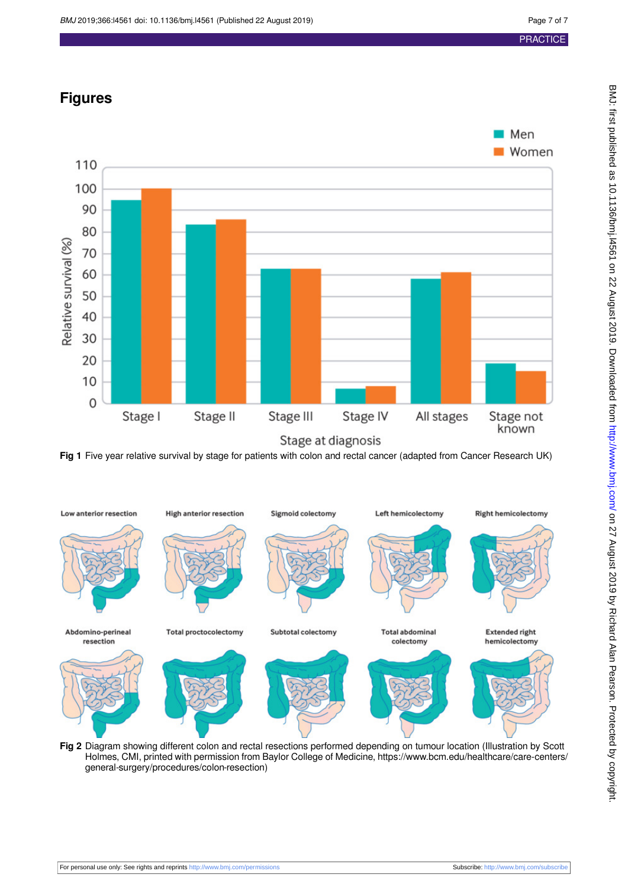## Figures

Men
Women

110
100
90
80
70
60
50
40
30
20
10
0

Relative survival (%)

Stage I
Stage II
Stage III
Stage IV
All stages
Stage not known

Stage at diagnosis

**Fig 1** Five year relative survival by stage for patients with colon and rectal cancer (adapted from Cancer Research UK)

Low anterior resection
High anterior resection
Sigmoid colectomy
Left hemicolectomy
Right hemicolectomy
Abdomino-perineal resection
Total proctocolectomy
Subtotal colectomy
Total abdominal colectomy
Extended right hemicolectomy

**Fig 2** Diagram showing different colon and rectal resections performed depending on tumour location (Illustration by Scott Holmes, CMI, printed with permission from Baylor College of Medicine, https://www.bcm.edu/healthcare/care-centers/general-surgery/procedures/colon-resection)